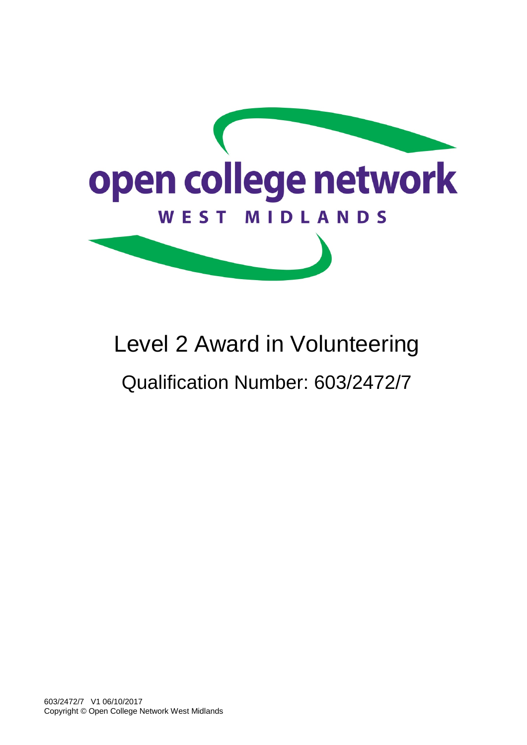open college network

WEST MIDLANDS

# Level 2 Award in Volunteering

## Qualification Number: 603/2472/7

603/2472/7 V1 06/10/2017
Copyright © Open College Network West Midlands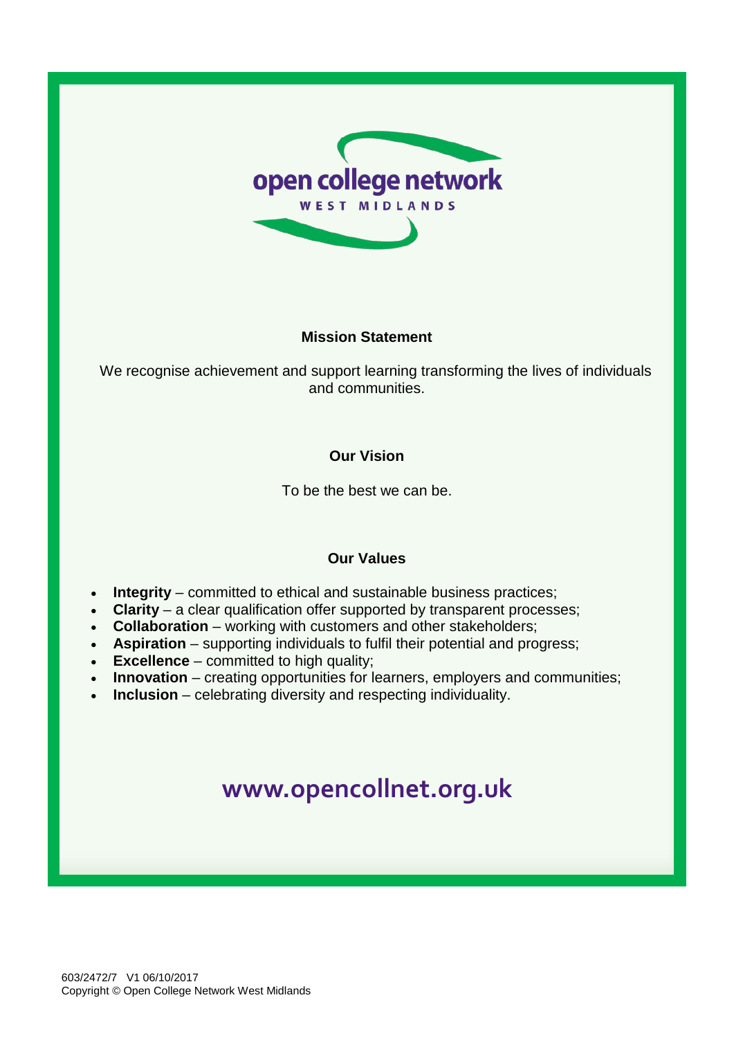open college network

WEST MIDLANDS

### Mission Statement

We recognise achievement and support learning transforming the lives of individuals and communities.

### Our Vision

To be the best we can be.

### Our Values

- **Integrity** – committed to ethical and sustainable business practices;
- **Clarity** – a clear qualification offer supported by transparent processes;
- **Collaboration** – working with customers and other stakeholders;
- **Aspiration** – supporting individuals to fulfil their potential and progress;
- **Excellence** – committed to high quality;
- **Innovation** – creating opportunities for learners, employers and communities;
- **Inclusion** – celebrating diversity and respecting individuality.

**www.opencollnet.org.uk**

603/2472/7 V1 06/10/2017
Copyright © Open College Network West Midlands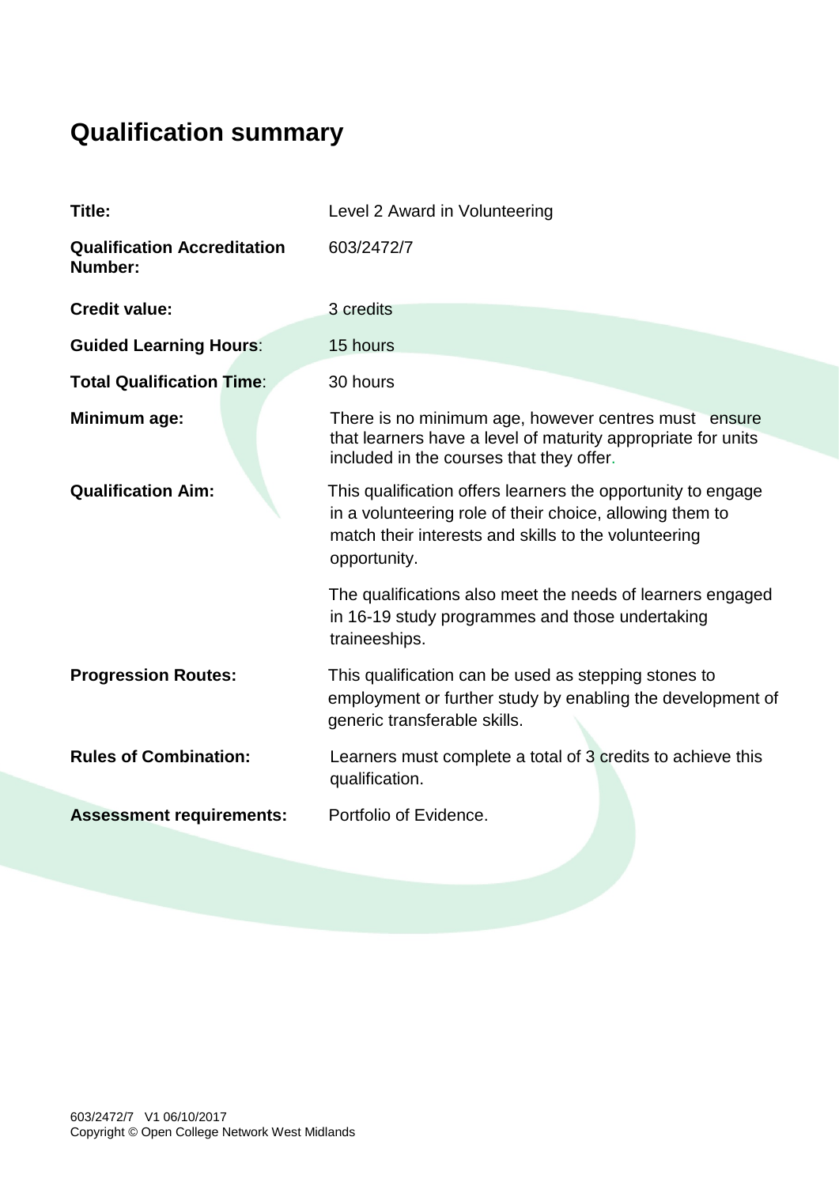## Qualification summary

| | |
|---|---|
| **Title:** | Level 2 Award in Volunteering |
| **Qualification Accreditation Number:** | 603/2472/7 |
| **Credit value:** | 3 credits |
| **Guided Learning Hours**: | 15 hours |
| **Total Qualification Time**: | 30 hours |
| **Minimum age:** | There is no minimum age, however centres must ensure that learners have a level of maturity appropriate for units included in the courses that they offer. |
| **Qualification Aim:** | This qualification offers learners the opportunity to engage in a volunteering role of their choice, allowing them to match their interests and skills to the volunteering opportunity.<br><br>The qualifications also meet the needs of learners engaged in 16-19 study programmes and those undertaking traineeships. |
| **Progression Routes:** | This qualification can be used as stepping stones to employment or further study by enabling the development of generic transferable skills. |
| **Rules of Combination:** | Learners must complete a total of 3 credits to achieve this qualification. |
| **Assessment requirements:** | Portfolio of Evidence. |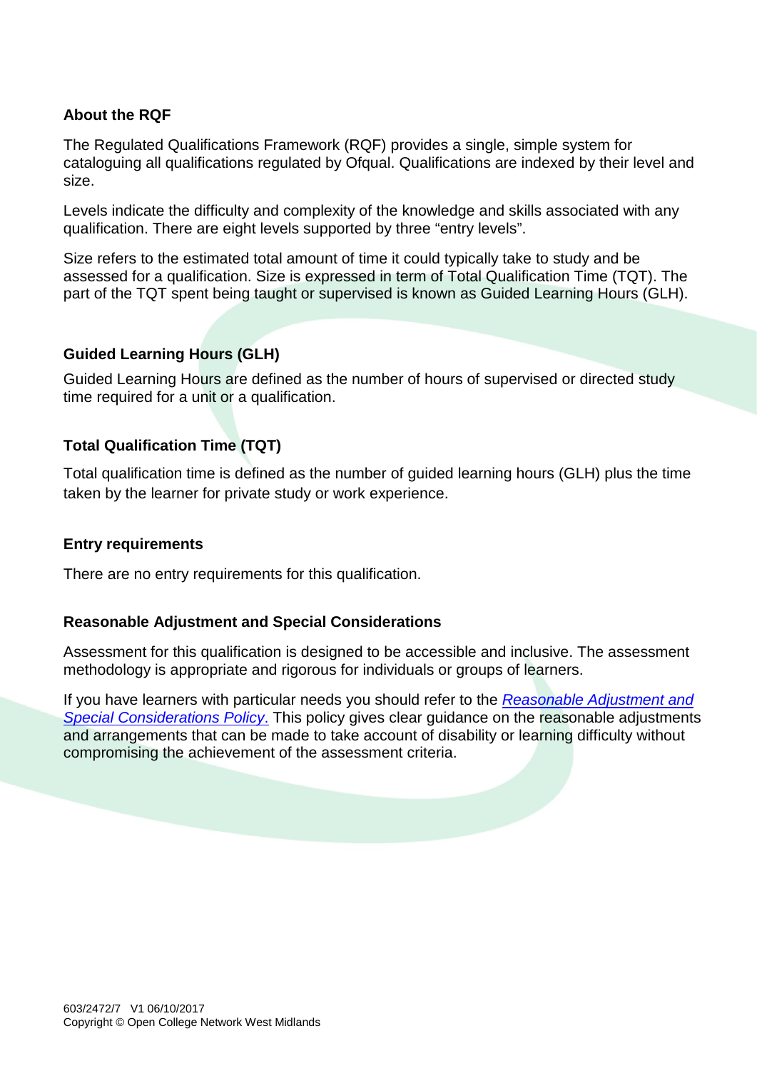### About the RQF

The Regulated Qualifications Framework (RQF) provides a single, simple system for cataloguing all qualifications regulated by Ofqual. Qualifications are indexed by their level and size.

Levels indicate the difficulty and complexity of the knowledge and skills associated with any qualification. There are eight levels supported by three "entry levels".

Size refers to the estimated total amount of time it could typically take to study and be assessed for a qualification. Size is expressed in term of Total Qualification Time (TQT). The part of the TQT spent being taught or supervised is known as Guided Learning Hours (GLH).

### Guided Learning Hours (GLH)

Guided Learning Hours are defined as the number of hours of supervised or directed study time required for a unit or a qualification.

### Total Qualification Time (TQT)

Total qualification time is defined as the number of guided learning hours (GLH) plus the time taken by the learner for private study or work experience.

### Entry requirements

There are no entry requirements for this qualification.

### Reasonable Adjustment and Special Considerations

Assessment for this qualification is designed to be accessible and inclusive. The assessment methodology is appropriate and rigorous for individuals or groups of learners.

If you have learners with particular needs you should refer to the *Reasonable Adjustment and Special Considerations Policy*. This policy gives clear guidance on the reasonable adjustments and arrangements that can be made to take account of disability or learning difficulty without compromising the achievement of the assessment criteria.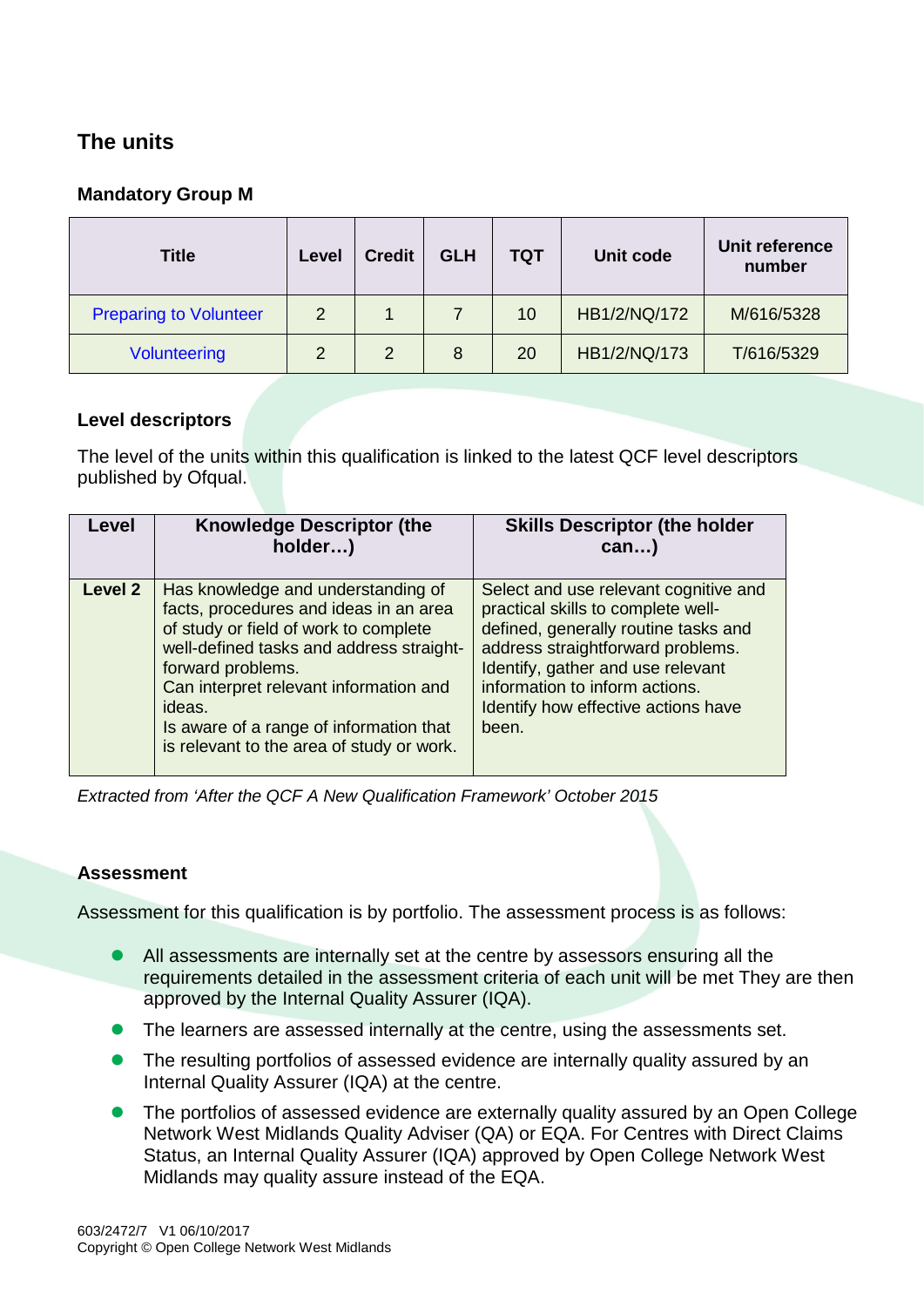## The units

### Mandatory Group M

| Title | Level | Credit | GLH | TQT | Unit code | Unit reference number |
|---|---|---|---|---|---|---|
| Preparing to Volunteer | 2 | 1 | 7 | 10 | HB1/2/NQ/172 | M/616/5328 |
| Volunteering | 2 | 2 | 8 | 20 | HB1/2/NQ/173 | T/616/5329 |

### Level descriptors

The level of the units within this qualification is linked to the latest QCF level descriptors published by Ofqual.

| Level | Knowledge Descriptor (the holder…) | Skills Descriptor (the holder can…) |
|---|---|---|
| Level 2 | Has knowledge and understanding of facts, procedures and ideas in an area of study or field of work to complete well-defined tasks and address straight-forward problems. Can interpret relevant information and ideas. Is aware of a range of information that is relevant to the area of study or work. | Select and use relevant cognitive and practical skills to complete well-defined, generally routine tasks and address straightforward problems. Identify, gather and use relevant information to inform actions. Identify how effective actions have been. |

*Extracted from 'After the QCF A New Qualification Framework' October 2015*

### Assessment

Assessment for this qualification is by portfolio. The assessment process is as follows:

- All assessments are internally set at the centre by assessors ensuring all the requirements detailed in the assessment criteria of each unit will be met They are then approved by the Internal Quality Assurer (IQA).
- The learners are assessed internally at the centre, using the assessments set.
- The resulting portfolios of assessed evidence are internally quality assured by an Internal Quality Assurer (IQA) at the centre.
- The portfolios of assessed evidence are externally quality assured by an Open College Network West Midlands Quality Adviser (QA) or EQA. For Centres with Direct Claims Status, an Internal Quality Assurer (IQA) approved by Open College Network West Midlands may quality assure instead of the EQA.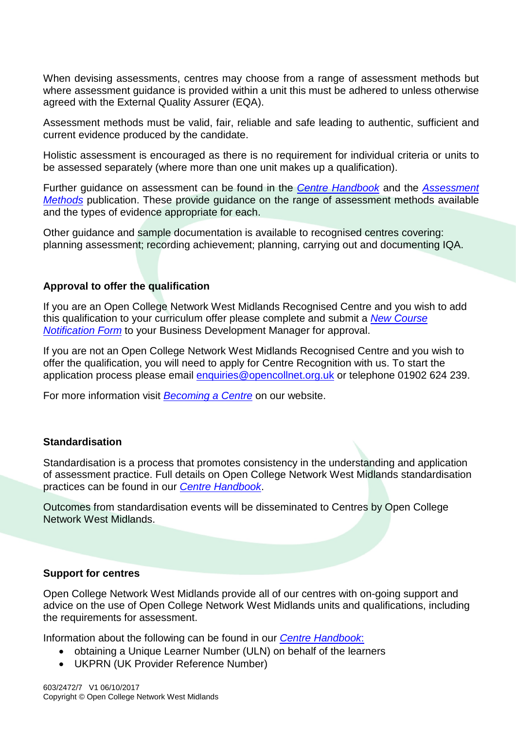When devising assessments, centres may choose from a range of assessment methods but where assessment guidance is provided within a unit this must be adhered to unless otherwise agreed with the External Quality Assurer (EQA).

Assessment methods must be valid, fair, reliable and safe leading to authentic, sufficient and current evidence produced by the candidate.

Holistic assessment is encouraged as there is no requirement for individual criteria or units to be assessed separately (where more than one unit makes up a qualification).

Further guidance on assessment can be found in the *Centre Handbook* and the *Assessment Methods* publication. These provide guidance on the range of assessment methods available and the types of evidence appropriate for each.

Other guidance and sample documentation is available to recognised centres covering: planning assessment; recording achievement; planning, carrying out and documenting IQA.

**Approval to offer the qualification**

If you are an Open College Network West Midlands Recognised Centre and you wish to add this qualification to your curriculum offer please complete and submit a *New Course Notification Form* to your Business Development Manager for approval.

If you are not an Open College Network West Midlands Recognised Centre and you wish to offer the qualification, you will need to apply for Centre Recognition with us. To start the application process please email enquiries@opencollnet.org.uk or telephone 01902 624 239.

For more information visit *Becoming a Centre* on our website.

**Standardisation**

Standardisation is a process that promotes consistency in the understanding and application of assessment practice. Full details on Open College Network West Midlands standardisation practices can be found in our *Centre Handbook*.

Outcomes from standardisation events will be disseminated to Centres by Open College Network West Midlands.

**Support for centres**

Open College Network West Midlands provide all of our centres with on-going support and advice on the use of Open College Network West Midlands units and qualifications, including the requirements for assessment.

Information about the following can be found in our *Centre Handbook*:

- obtaining a Unique Learner Number (ULN) on behalf of the learners
- UKPRN (UK Provider Reference Number)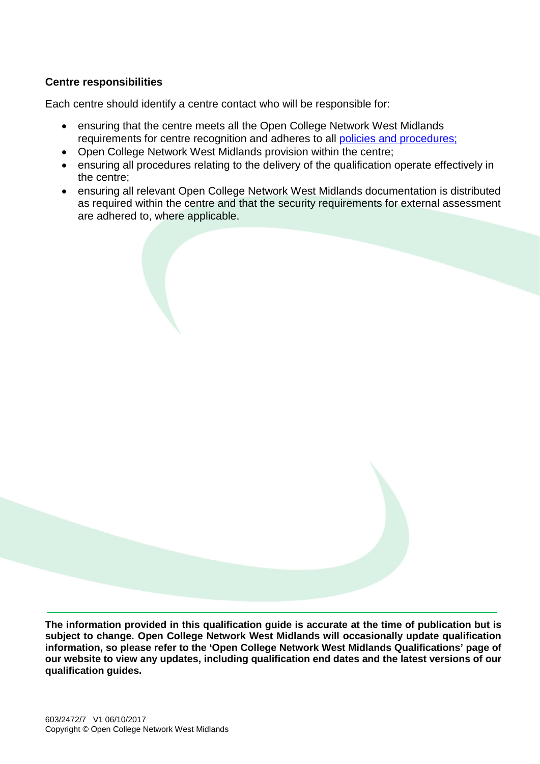**Centre responsibilities**

Each centre should identify a centre contact who will be responsible for:

- ensuring that the centre meets all the Open College Network West Midlands requirements for centre recognition and adheres to all policies and procedures;
- Open College Network West Midlands provision within the centre;
- ensuring all procedures relating to the delivery of the qualification operate effectively in the centre;
- ensuring all relevant Open College Network West Midlands documentation is distributed as required within the centre and that the security requirements for external assessment are adhered to, where applicable.

**The information provided in this qualification guide is accurate at the time of publication but is subject to change. Open College Network West Midlands will occasionally update qualification information, so please refer to the 'Open College Network West Midlands Qualifications' page of our website to view any updates, including qualification end dates and the latest versions of our qualification guides.**

603/2472/7 V1 06/10/2017
Copyright © Open College Network West Midlands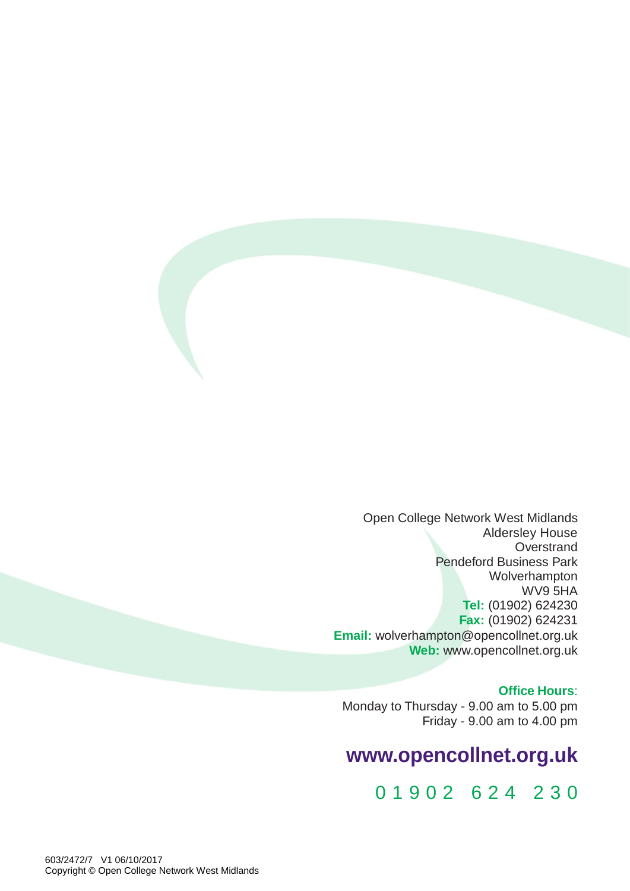Open College Network West Midlands
Aldersley House
Overstrand
Pendeford Business Park
Wolverhampton
WV9 5HA
**Tel:** (01902) 624230
**Fax:** (01902) 624231
**Email:** wolverhampton@opencollnet.org.uk
**Web:** www.opencollnet.org.uk

**Office Hours**:
Monday to Thursday - 9.00 am to 5.00 pm
Friday - 9.00 am to 4.00 pm

**www.opencollnet.org.uk**

01902 624 230

603/2472/7 V1 06/10/2017
Copyright © Open College Network West Midlands